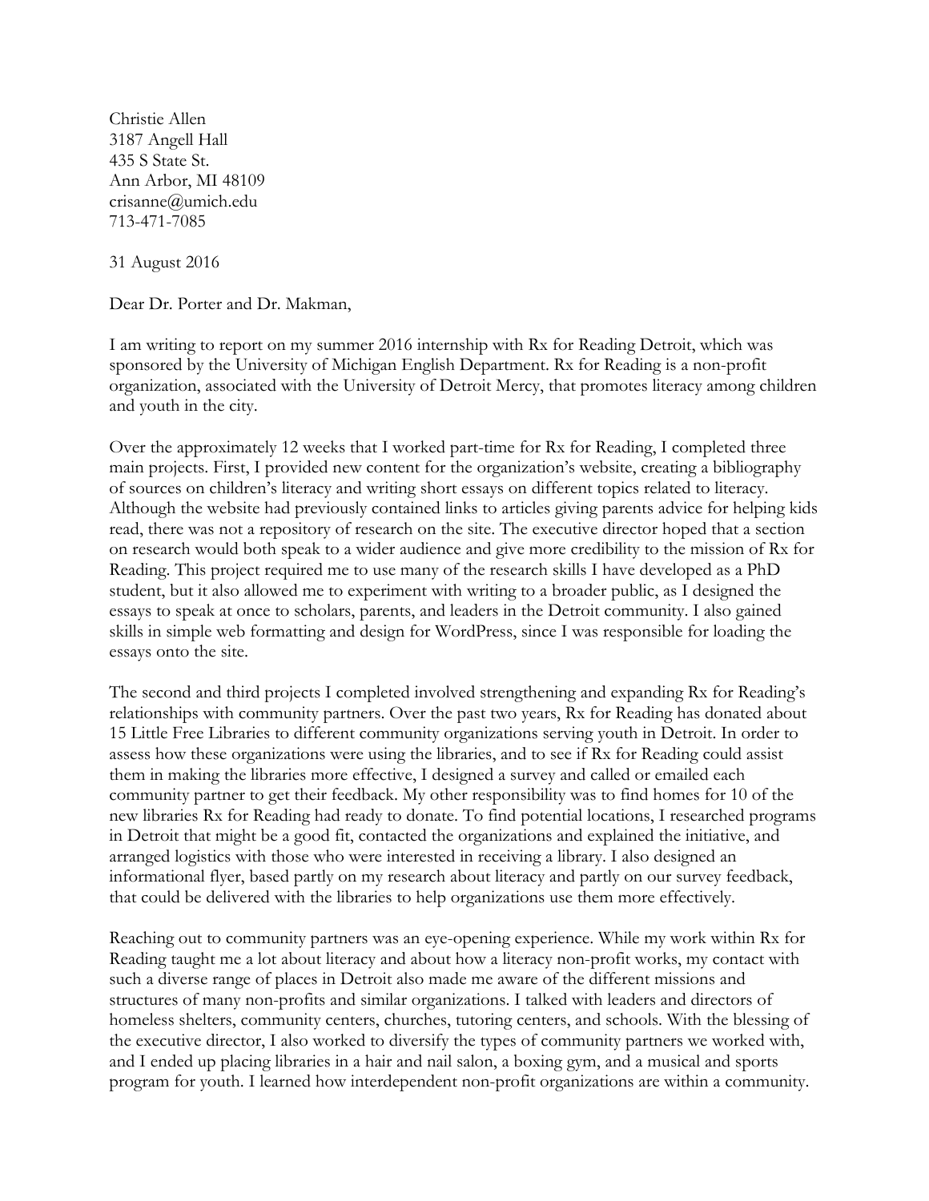Christie Allen
3187 Angell Hall
435 S State St.
Ann Arbor, MI 48109
crisanne@umich.edu
713-471-7085

31 August 2016

Dear Dr. Porter and Dr. Makman,

I am writing to report on my summer 2016 internship with Rx for Reading Detroit, which was sponsored by the University of Michigan English Department. Rx for Reading is a non-profit organization, associated with the University of Detroit Mercy, that promotes literacy among children and youth in the city.

Over the approximately 12 weeks that I worked part-time for Rx for Reading, I completed three main projects. First, I provided new content for the organization's website, creating a bibliography of sources on children's literacy and writing short essays on different topics related to literacy. Although the website had previously contained links to articles giving parents advice for helping kids read, there was not a repository of research on the site. The executive director hoped that a section on research would both speak to a wider audience and give more credibility to the mission of Rx for Reading. This project required me to use many of the research skills I have developed as a PhD student, but it also allowed me to experiment with writing to a broader public, as I designed the essays to speak at once to scholars, parents, and leaders in the Detroit community. I also gained skills in simple web formatting and design for WordPress, since I was responsible for loading the essays onto the site.

The second and third projects I completed involved strengthening and expanding Rx for Reading's relationships with community partners. Over the past two years, Rx for Reading has donated about 15 Little Free Libraries to different community organizations serving youth in Detroit. In order to assess how these organizations were using the libraries, and to see if Rx for Reading could assist them in making the libraries more effective, I designed a survey and called or emailed each community partner to get their feedback. My other responsibility was to find homes for 10 of the new libraries Rx for Reading had ready to donate. To find potential locations, I researched programs in Detroit that might be a good fit, contacted the organizations and explained the initiative, and arranged logistics with those who were interested in receiving a library. I also designed an informational flyer, based partly on my research about literacy and partly on our survey feedback, that could be delivered with the libraries to help organizations use them more effectively.

Reaching out to community partners was an eye-opening experience. While my work within Rx for Reading taught me a lot about literacy and about how a literacy non-profit works, my contact with such a diverse range of places in Detroit also made me aware of the different missions and structures of many non-profits and similar organizations. I talked with leaders and directors of homeless shelters, community centers, churches, tutoring centers, and schools. With the blessing of the executive director, I also worked to diversify the types of community partners we worked with, and I ended up placing libraries in a hair and nail salon, a boxing gym, and a musical and sports program for youth. I learned how interdependent non-profit organizations are within a community.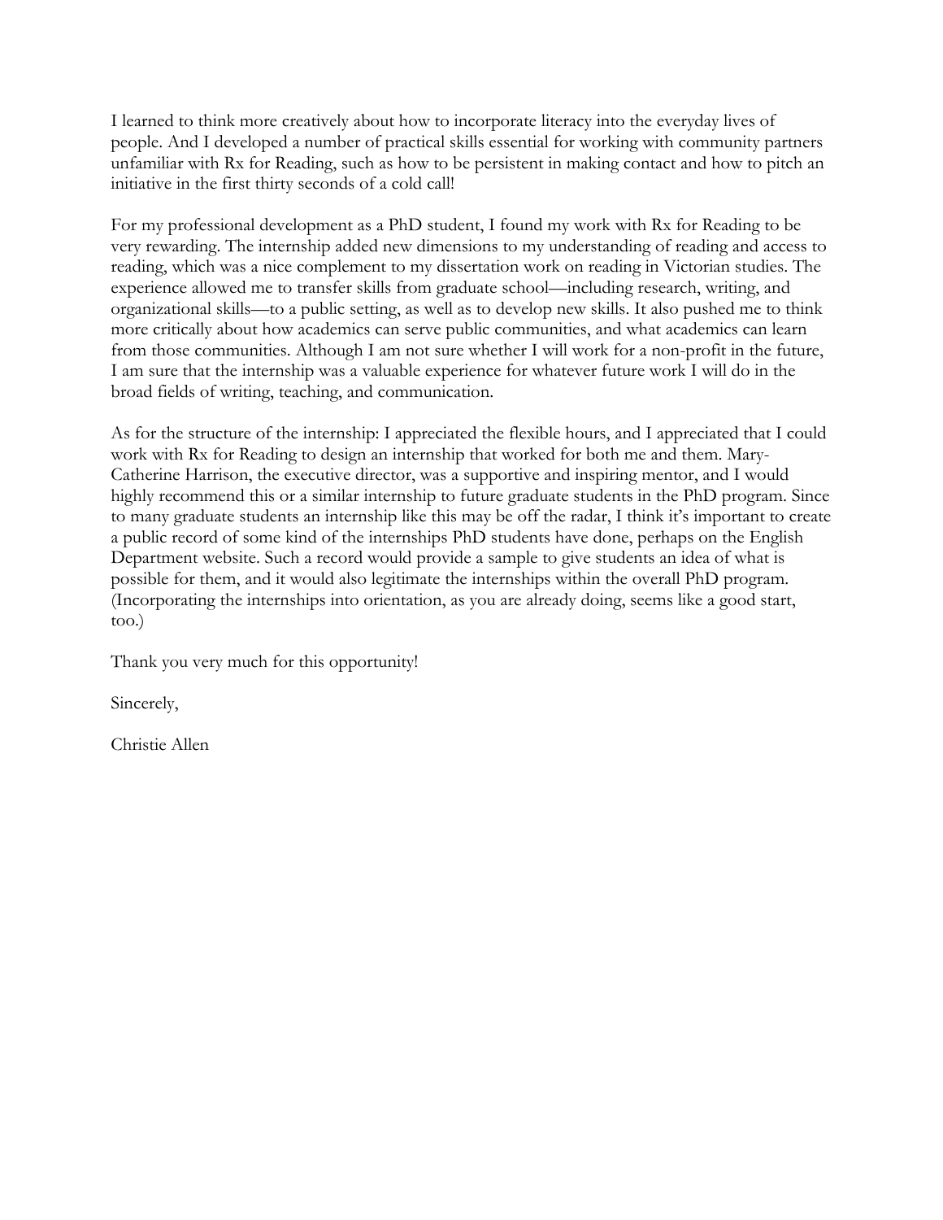I learned to think more creatively about how to incorporate literacy into the everyday lives of people. And I developed a number of practical skills essential for working with community partners unfamiliar with Rx for Reading, such as how to be persistent in making contact and how to pitch an initiative in the first thirty seconds of a cold call!

For my professional development as a PhD student, I found my work with Rx for Reading to be very rewarding. The internship added new dimensions to my understanding of reading and access to reading, which was a nice complement to my dissertation work on reading in Victorian studies. The experience allowed me to transfer skills from graduate school—including research, writing, and organizational skills—to a public setting, as well as to develop new skills. It also pushed me to think more critically about how academics can serve public communities, and what academics can learn from those communities. Although I am not sure whether I will work for a non-profit in the future, I am sure that the internship was a valuable experience for whatever future work I will do in the broad fields of writing, teaching, and communication.

As for the structure of the internship: I appreciated the flexible hours, and I appreciated that I could work with Rx for Reading to design an internship that worked for both me and them. Mary-Catherine Harrison, the executive director, was a supportive and inspiring mentor, and I would highly recommend this or a similar internship to future graduate students in the PhD program. Since to many graduate students an internship like this may be off the radar, I think it's important to create a public record of some kind of the internships PhD students have done, perhaps on the English Department website. Such a record would provide a sample to give students an idea of what is possible for them, and it would also legitimate the internships within the overall PhD program. (Incorporating the internships into orientation, as you are already doing, seems like a good start, too.)

Thank you very much for this opportunity!

Sincerely,

Christie Allen